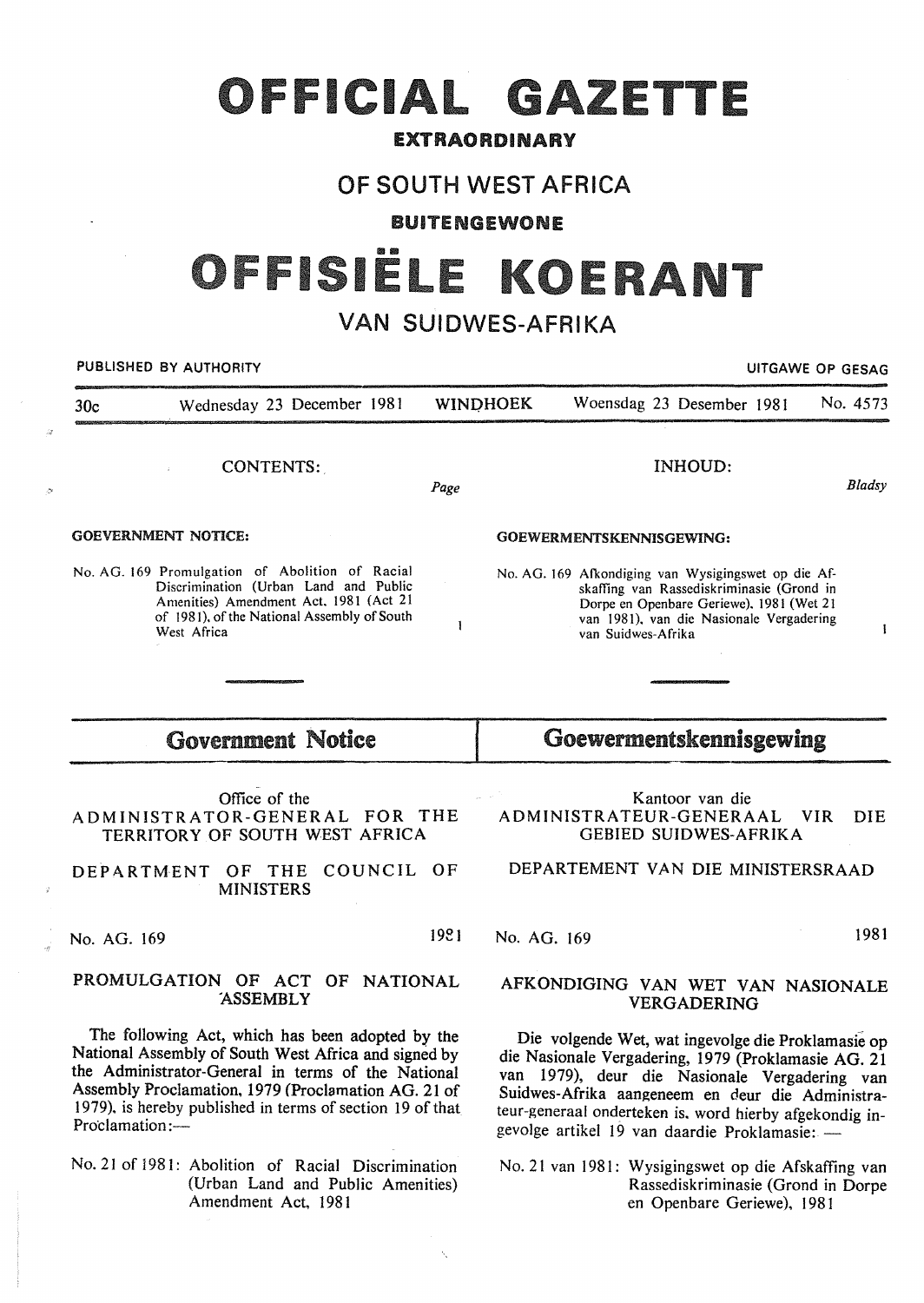# OFFICIAL GAZETTE

**EXTRAORDINARY**

## OF SOUTH WEST AFRICA

**BUITENGEWONE**

# OFFISIËLE KOERANT

## VAN SUIDWES-AFRIKA

PUBLISHED BY AUTHORITY — UITGAWE OP GESAG

30c — Wednesday 23 December 1981 — WINDHOEK — Woensdag 23 Desember 1981 — No. 4573

CONTENTS: — *Page*

**GOEVERNMENT NOTICE:**

No. AG. 169 Promulgation of Abolition of Racial Discrimination (Urban Land and Public Amenities) Amendment Act, 1981 (Act 21 of 1981), of the National Assembly of South West Africa — 1

## Government Notice

Office of the
ADMINISTRATOR-GENERAL FOR THE TERRITORY OF SOUTH WEST AFRICA

DEPARTMENT OF THE COUNCIL OF MINISTERS

No. AG. 169 — 1981

### PROMULGATION OF ACT OF NATIONAL ASSEMBLY

The following Act, which has been adopted by the National Assembly of South West Africa and signed by the Administrator-General in terms of the National Assembly Proclamation, 1979 (Proclamation AG. 21 of 1979), is hereby published in terms of section 19 of that Proclamation:—

No. 21 of 1981: Abolition of Racial Discrimination (Urban Land and Public Amenities) Amendment Act, 1981

INHOUD: — *Bladsy*

**GOEWERMENTSKENNISGEWING:**

No. AG. 169 Afkondiging van Wysigingswet op die Afskaffing van Rassediskriminasie (Grond in Dorpe en Openbare Geriewe), 1981 (Wet 21 van 1981), van die Nasionale Vergadering van Suidwes-Afrika — 1

## Goewermentskennisgewing

Kantoor van die
ADMINISTRATEUR-GENERAAL VIR DIE GEBIED SUIDWES-AFRIKA

DEPARTEMENT VAN DIE MINISTERSRAAD

No. AG. 169 — 1981

### AFKONDIGING VAN WET VAN NASIONALE VERGADERING

Die volgende Wet, wat ingevolge die Proklamasie op die Nasionale Vergadering, 1979 (Proklamasie AG. 21 van 1979), deur die Nasionale Vergadering van Suidwes-Afrika aangeneem en deur die Administrateur-generaal onderteken is, word hierby afgekondig ingevolge artikel 19 van daardie Proklamasie: —

No. 21 van 1981: Wysigingswet op die Afskaffing van Rassediskriminasie (Grond in Dorpe en Openbare Geriewe), 1981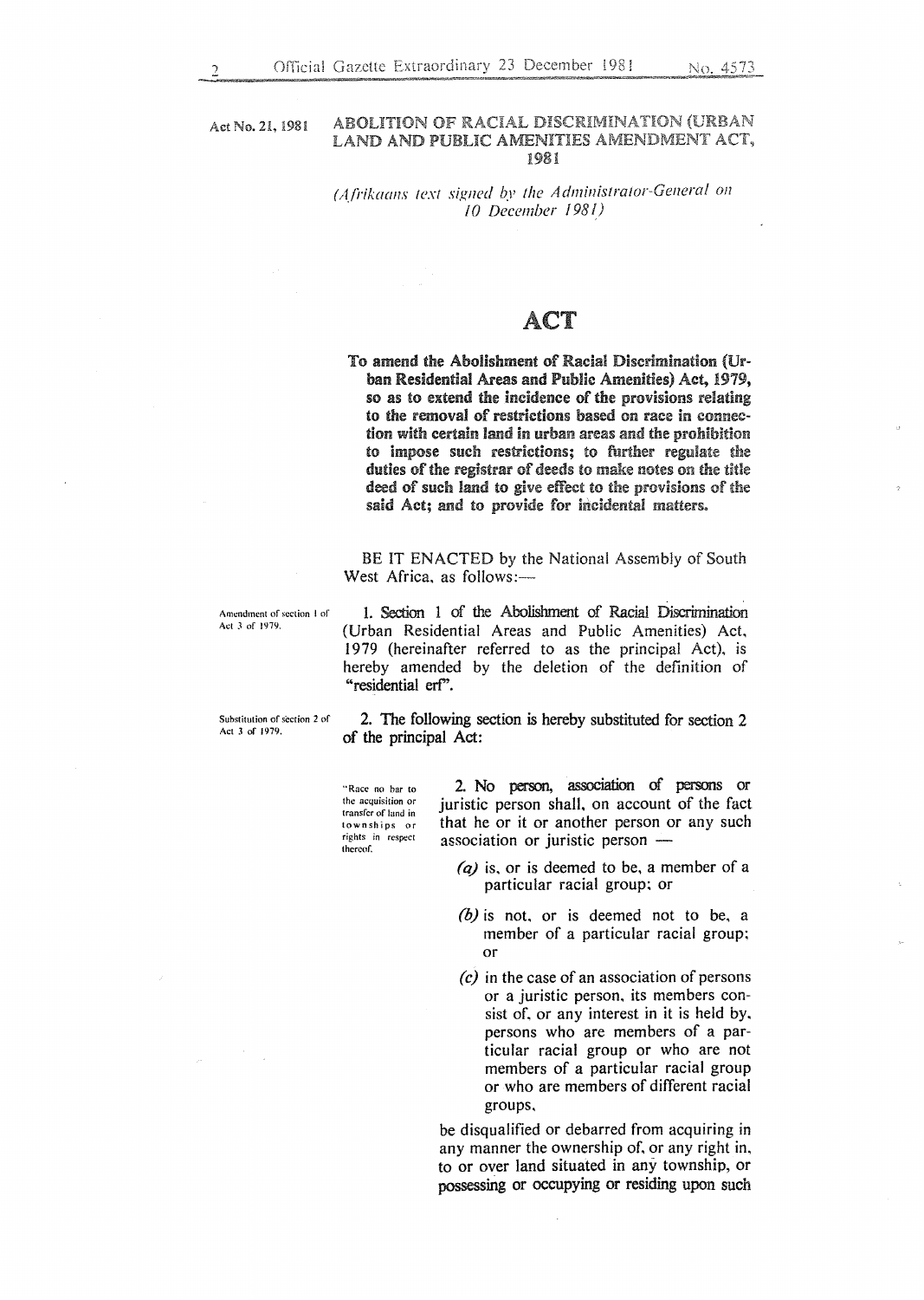Act No. 21, 1981

**ABOLITION OF RACIAL DISCRIMINATION (URBAN LAND AND PUBLIC AMENITIES AMENDMENT ACT, 1981**

*(Afrikaans text signed by the Administrator-General on 10 December 1981)*

# ACT

**To amend the Abolishment of Racial Discrimination (Urban Residential Areas and Public Amenities) Act, 1979, so as to extend the incidence of the provisions relating to the removal of restrictions based on race in connection with certain land in urban areas and the prohibition to impose such restrictions; to further regulate the duties of the registrar of deeds to make notes on the title deed of such land to give effect to the provisions of the said Act; and to provide for incidental matters.**

BE IT ENACTED by the National Assembly of South West Africa, as follows:—

Amendment of section 1 of Act 3 of 1979.

1. Section 1 of the Abolishment of Racial Discrimination (Urban Residential Areas and Public Amenities) Act, 1979 (hereinafter referred to as the principal Act), is hereby amended by the deletion of the definition of "residential erf".

Substitution of section 2 of Act 3 of 1979.

2. The following section is hereby substituted for section 2 of the principal Act:

"Race no bar to the acquisition or transfer of land in townships or rights in respect thereof.

2. No person, association of persons or juristic person shall, on account of the fact that he or it or another person or any such association or juristic person —

(*a*) is, or is deemed to be, a member of a particular racial group; or

(*b*) is not, or is deemed not to be, a member of a particular racial group; or

(*c*) in the case of an association of persons or a juristic person, its members consist of, or any interest in it is held by, persons who are members of a particular racial group or who are not members of a particular racial group or who are members of different racial groups,

be disqualified or debarred from acquiring in any manner the ownership of, or any right in, to or over land situated in any township, or possessing or occupying or residing upon such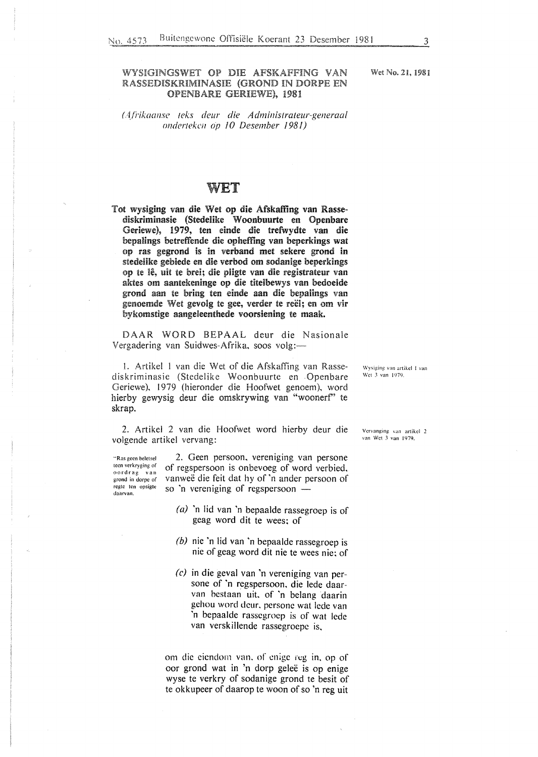WYSIGINGSWET OP DIE AFSKAFFING VAN RASSEDISKRIMINASIE (GROND IN DORPE EN OPENBARE GERIEWE), 1981

Wet No. 21, 1981

*(Afrikaanse teks deur die Administrateur-generaal onderteken op 10 Desember 1981)*

# WET

**Tot wysiging van die Wet op die Afskaffing van Rassediskriminasie (Stedelike Woonbuurte en Openbare Geriewe), 1979, ten einde die trefwydte van die bepalings betreffende die opheffing van beperkings wat op ras gegrond is in verband met sekere grond in stedelike gebiede en die verbod om sodanige beperkings op te lê, uit te brei; die pligte van die registrateur van aktes om aantekeninge op die titelbewys van bedoelde grond aan te bring ten einde aan die bepalings van genoemde Wet gevolg te gee, verder te reël; en om vir bykomstige aangeleenthede voorsiening te maak.**

DAAR WORD BEPAAL deur die Nasionale Vergadering van Suidwes-Afrika, soos volg:—

Wysiging van artikel 1 van Wet 3 van 1979.

1. Artikel 1 van die Wet of die Afskaffing van Rassediskriminasie (Stedelike Woonbuurte en Openbare Geriewe), 1979 (hieronder die Hoofwet genoem), word hierby gewysig deur die omskrywing van "woonerf" te skrap.

Vervanging van artikel 2 van Wet 3 van 1979.

2. Artikel 2 van die Hoofwet word hierby deur die volgende artikel vervang:

"Ras geen beletsel teen verkryging of oordrag van grond in dorpe of regte ten opsigte daarvan.

2. Geen persoon, vereniging van persone of regspersoon is onbevoeg of word verbied, vanweë die feit dat hy of 'n ander persoon of so 'n vereniging of regspersoon —

(a) 'n lid van 'n bepaalde rassegroep is of geag word dit te wees; of

(b) nie 'n lid van 'n bepaalde rassegroep is nie of geag word dit nie te wees nie; of

(c) in die geval van 'n vereniging van persone of 'n regspersoon, die lede daarvan bestaan uit, of 'n belang daarin gehou word deur, persone wat lede van 'n bepaalde rassegroep is of wat lede van verskillende rassegroepe is,

om die eiendom van, of enige reg in, op of oor grond wat in 'n dorp geleë is op enige wyse te verkry of sodanige grond te besit of te okkupeer of daarop te woon of so 'n reg uit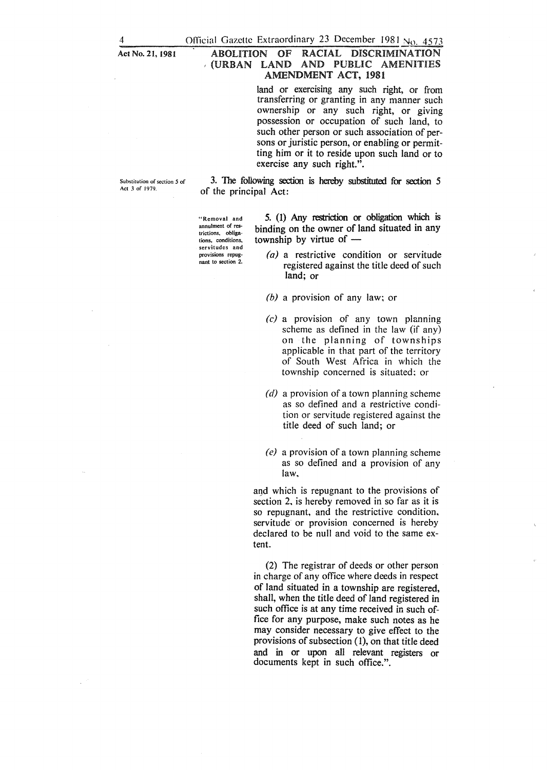land or exercising any such right, or from transferring or granting in any manner such ownership or any such right, or giving possession or occupation of such land, to such other person or such association of persons or juristic person, or enabling or permitting him or it to reside upon such land or to exercise any such right.".

Substitution of section 5 of Act 3 of 1979.

3. The following section is hereby substituted for section 5 of the principal Act:

"Removal and annulment of restrictions, obligations, conditions, servitudes and provisions repugnant to section 2.

5. (1) Any restriction or obligation which is binding on the owner of land situated in any township by virtue of —

*(a)* a restrictive condition or servitude registered against the title deed of such land; or

*(b)* a provision of any law; or

*(c)* a provision of any town planning scheme as defined in the law (if any) on the planning of townships applicable in that part of the territory of South West Africa in which the township concerned is situated; or

*(d)* a provision of a town planning scheme as so defined and a restrictive condition or servitude registered against the title deed of such land; or

*(e)* a provision of a town planning scheme as so defined and a provision of any law,

and which is repugnant to the provisions of section 2, is hereby removed in so far as it is so repugnant, and the restrictive condition, servitude or provision concerned is hereby declared to be null and void to the same extent.

(2) The registrar of deeds or other person in charge of any office where deeds in respect of land situated in a township are registered, shall, when the title deed of land registered in such office is at any time received in such office for any purpose, make such notes as he may consider necessary to give effect to the provisions of subsection (1), on that title deed and in or upon all relevant registers or documents kept in such office.".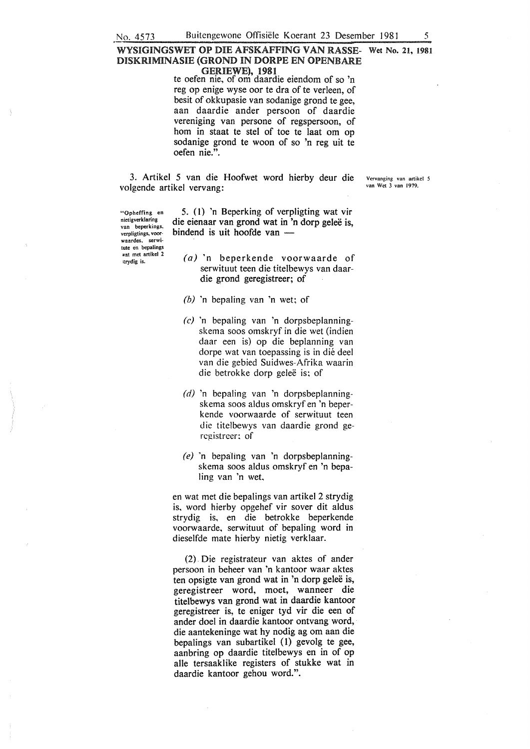**WYSIGINGSWET OP DIE AFSKAFFING VAN RASSE-DISKRIMINASIE (GROND IN DORPE EN OPENBARE GERIEWE), 1981**

**Wet No. 21, 1981**

te oefen nie, of om daardie eiendom of so 'n reg op enige wyse oor te dra of te verleen, of besit of okkupasie van sodanige grond te gee, aan daardie ander persoon of daardie vereniging van persone of regspersoon, of hom in staat te stel of toe te laat om op sodanige grond te woon of so 'n reg uit te oefen nie.".

3. Artikel 5 van die Hoofwet word hierby deur die volgende artikel vervang:

*Vervanging van artikel 5 van Wet 3 van 1979.*

*"Opheffing en nietigverklaring van beperkings, verpligtings, voorwaardes, serwitute en bepalings wat met artikel 2 strydig is.*

5. (1) 'n Beperking of verpligting wat vir die eienaar van grond wat in 'n dorp geleë is, bindend is uit hoofde van —

(*a*) 'n beperkende voorwaarde of serwituut teen die titelbewys van daardie grond geregistreer; of

(*b*) 'n bepaling van 'n wet; of

(*c*) 'n bepaling van 'n dorpsbeplanningskema soos omskryf in die wet (indien daar een is) op die beplanning van dorpe wat van toepassing is in dié deel van die gebied Suidwes-Afrika waarin die betrokke dorp geleë is; of

(*d*) 'n bepaling van 'n dorpsbeplanningskema soos aldus omskryf en 'n beperkende voorwaarde of serwituut teen die titelbewys van daardie grond geregistreer; of

(*e*) 'n bepaling van 'n dorpsbeplanningskema soos aldus omskryf en 'n bepaling van 'n wet,

en wat met die bepalings van artikel 2 strydig is, word hierby opgehef vir sover dit aldus strydig is, en die betrokke beperkende voorwaarde, serwituut of bepaling word in dieselfde mate hierby nietig verklaar.

(2) Die registrateur van aktes of ander persoon in beheer van 'n kantoor waar aktes ten opsigte van grond wat in 'n dorp geleë is, geregistreer word, moet, wanneer die titelbewys van grond wat in daardie kantoor geregistreer is, te eniger tyd vir die een of ander doel in daardie kantoor ontvang word, die aantekeninge wat hy nodig ag om aan die bepalings van subartikel (1) gevolg te gee, aanbring op daardie titelbewys en in of op alle tersaaklike registers of stukke wat in daardie kantoor gehou word.".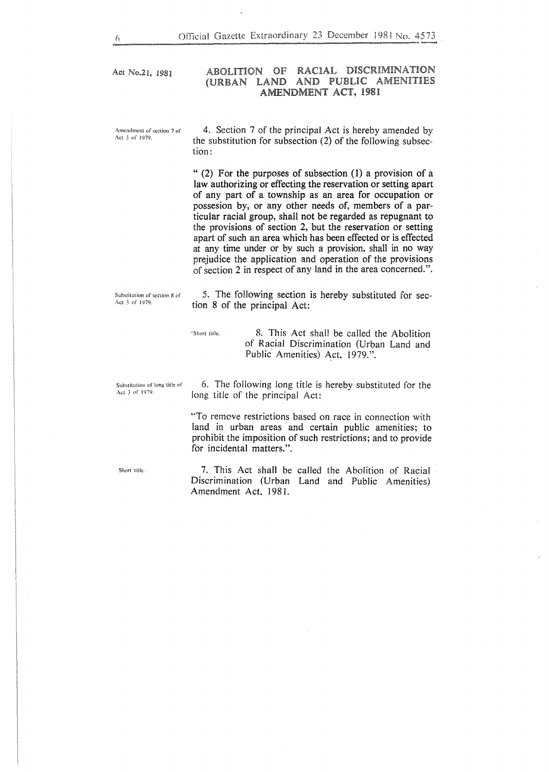Act No.21, 1981

## ABOLITION OF RACIAL DISCRIMINATION (URBAN LAND AND PUBLIC AMENITIES AMENDMENT ACT, 1981

*Amendment of section 7 of Act 3 of 1979.*

4. Section 7 of the principal Act is hereby amended by the substitution for subsection (2) of the following subsection:

" (2) For the purposes of subsection (1) a provision of a law authorizing or effecting the reservation or setting apart of any part of a township as an area for occupation or possesion by, or any other needs of, members of a particular racial group, shall not be regarded as repugnant to the provisions of section 2, but the reservation or setting apart of such an area which has been effected or is effected at any time under or by such a provision, shall in no way prejudice the application and operation of the provisions of section 2 in respect of any land in the area concerned.".

*Substitution of section 8 of Act 3 of 1979.*

5. The following section is hereby substituted for section 8 of the principal Act:

"*Short title.* 8. This Act shall be called the Abolition of Racial Discrimination (Urban Land and Public Amenities) Act, 1979.".

*Substitution of long title of Act 3 of 1979.*

6. The following long title is hereby substituted for the long title of the principal Act:

"To remove restrictions based on race in connection with land in urban areas and certain public amenities; to prohibit the imposition of such restrictions; and to provide for incidental matters.".

*Short title.*

7. This Act shall be called the Abolition of Racial Discrimination (Urban Land and Public Amenities) Amendment Act, 1981.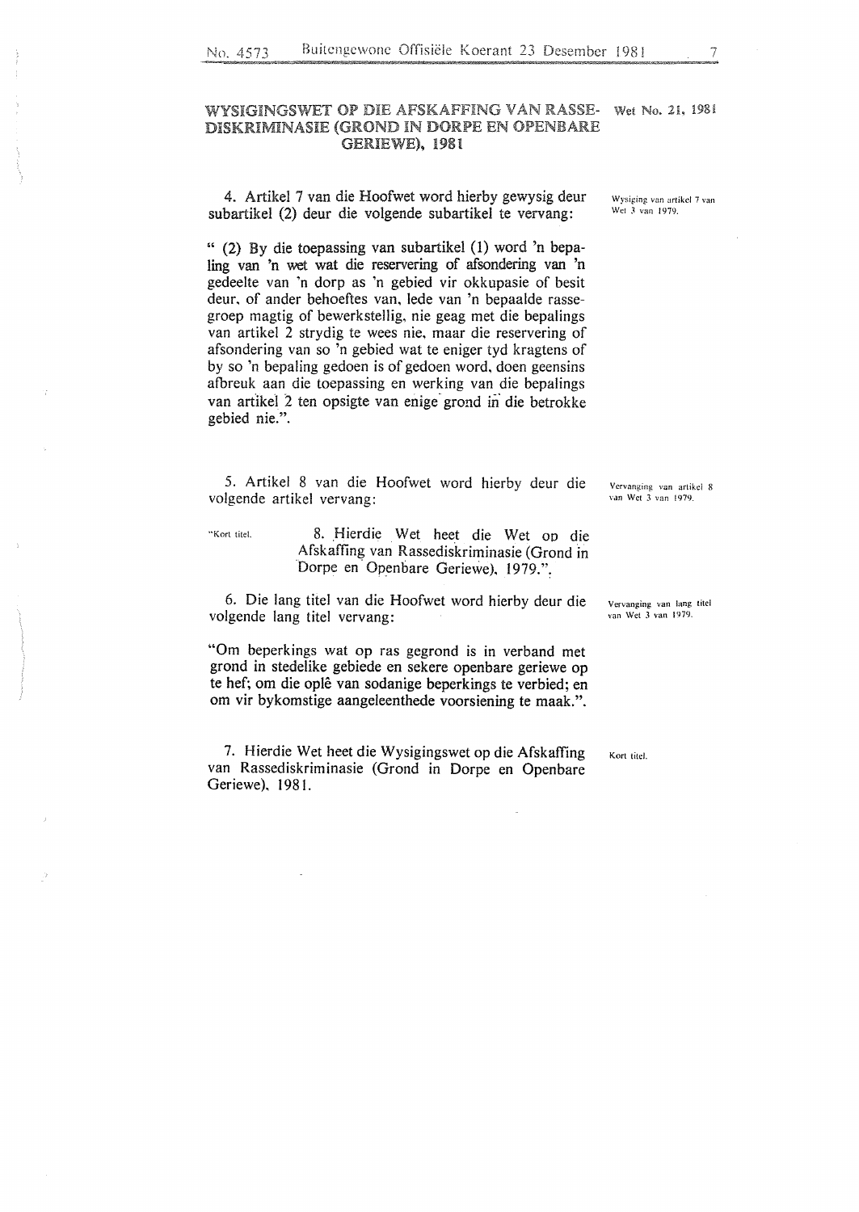# WYSIGINGSWET OP DIE AFSKAFFING VAN RASSE-DISKRIMINASIE (GROND IN DORPE EN OPENBARE GERIEWE), 1981

Wet No. 21, 1981

4. Artikel 7 van die Hoofwet word hierby gewysig deur subartikel (2) deur die volgende subartikel te vervang:

*Wysiging van artikel 7 van Wet 3 van 1979.*

"(2) By die toepassing van subartikel (1) word 'n bepaling van 'n wet wat die reservering of afsondering van 'n gedeelte van 'n dorp as 'n gebied vir okkupasie of besit deur, of ander behoeftes van, lede van 'n bepaalde rassegroep magtig of bewerkstellig, nie geag met die bepalings van artikel 2 strydig te wees nie, maar die reservering of afsondering van so 'n gebied wat te eniger tyd kragtens of by so 'n bepaling gedoen is of gedoen word, doen geensins afbreuk aan die toepassing en werking van die bepalings van artikel 2 ten opsigte van enige grond in die betrokke gebied nie.".

5. Artikel 8 van die Hoofwet word hierby deur die volgende artikel vervang:

*Vervanging van artikel 8 van Wet 3 van 1979.*

"Kort titel.

8. Hierdie Wet heet die Wet op die Afskaffing van Rassediskriminasie (Grond in Dorpe en Openbare Geriewe), 1979.".

6. Die lang titel van die Hoofwet word hierby deur die volgende lang titel vervang:

*Vervanging van lang titel van Wet 3 van 1979.*

"Om beperkings wat op ras gegrond is in verband met grond in stedelike gebiede en sekere openbare geriewe op te hef; om die oplê van sodanige beperkings te verbied; en om vir bykomstige aangeleenthede voorsiening te maak.".

7. Hierdie Wet heet die Wysigingswet op die Afskaffing van Rassediskriminasie (Grond in Dorpe en Openbare Geriewe), 1981.

*Kort titel.*